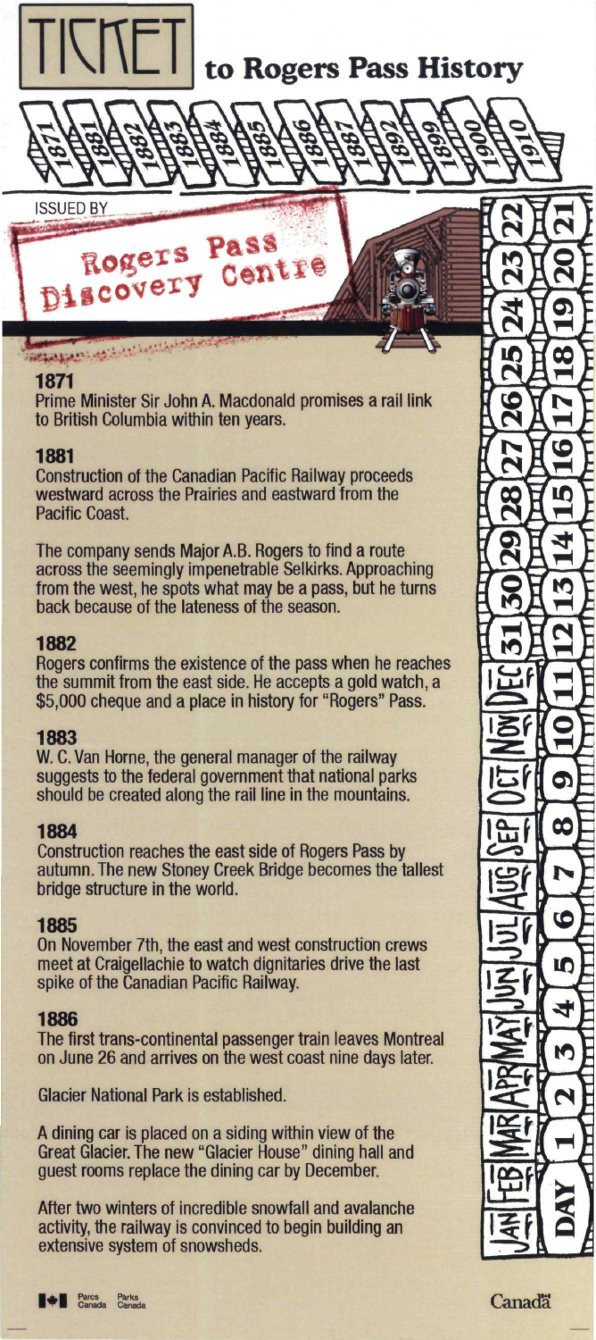# TICKET to Rogers Pass History

1871 · 1881 · 1882 · 1883 · 1884 · 1885 · 1886 · 1887 · 1892 · 1899 · 1900 · 1910

ISSUED BY

Rogers Pass Discovery Centre

### 1871

Prime Minister Sir John A. Macdonald promises a rail link to British Columbia within ten years.

### 1881

Construction of the Canadian Pacific Railway proceeds westward across the Prairies and eastward from the Pacific Coast.

The company sends Major A.B. Rogers to find a route across the seemingly impenetrable Selkirks. Approaching from the west, he spots what may be a pass, but he turns back because of the lateness of the season.

### 1882

Rogers confirms the existence of the pass when he reaches the summit from the east side. He accepts a gold watch, a $5,000 cheque and a place in history for "Rogers" Pass.

### 1883

W. C. Van Horne, the general manager of the railway suggests to the federal government that national parks should be created along the rail line in the mountains.

### 1884

Construction reaches the east side of Rogers Pass by autumn. The new Stoney Creek Bridge becomes the tallest bridge structure in the world.

### 1885

On November 7th, the east and west construction crews meet at Craigellachie to watch dignitaries drive the last spike of the Canadian Pacific Railway.

### 1886

The first trans-continental passenger train leaves Montreal on June 26 and arrives on the west coast nine days later.

Glacier National Park is established.

A dining car is placed on a siding within view of the Great Glacier. The new "Glacier House" dining hall and guest rooms replace the dining car by December.

After two winters of incredible snowfall and avalanche activity, the railway is convinced to begin building an extensive system of snowsheds.

JAN FEB MAR APR MAY JUN JUL AUG SEP OCT NOV DEC

DAY 1 2 3 4 5 6 7 8 9 10 11 12 13 14 15 16 17 18 19 20 21 22 23 24 25 26 27 28 29 30 31

Parcs Canada · Parks Canada

Canada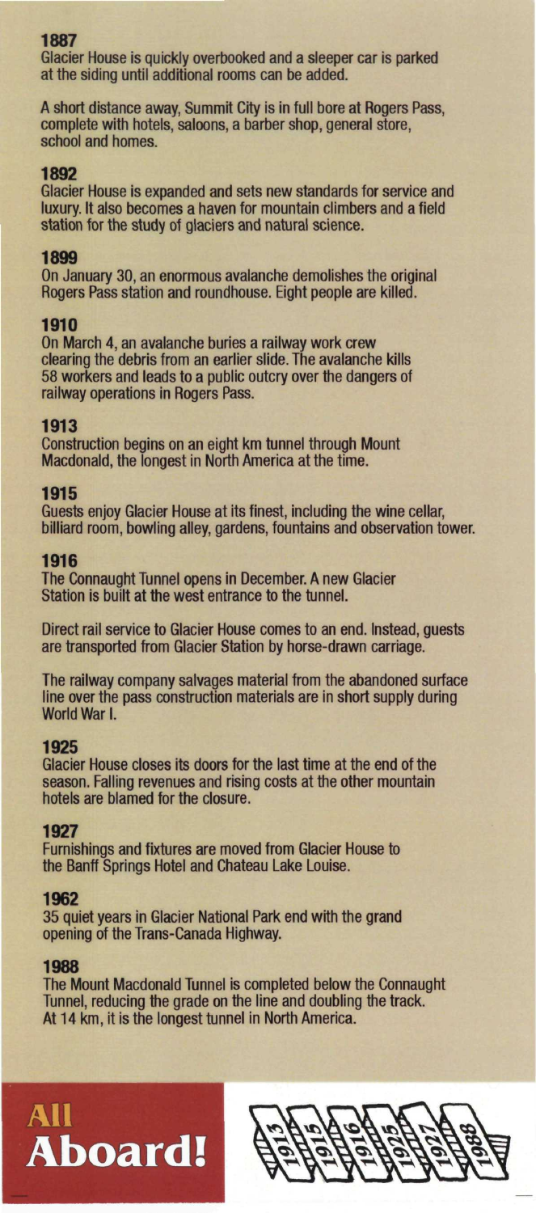**1887**

Glacier House is quickly overbooked and a sleeper car is parked at the siding until additional rooms can be added.

A short distance away, Summit City is in full bore at Rogers Pass, complete with hotels, saloons, a barber shop, general store, school and homes.

**1892**

Glacier House is expanded and sets new standards for service and luxury. It also becomes a haven for mountain climbers and a field station for the study of glaciers and natural science.

**1899**

On January 30, an enormous avalanche demolishes the original Rogers Pass station and roundhouse. Eight people are killed.

**1910**

On March 4, an avalanche buries a railway work crew clearing the debris from an earlier slide. The avalanche kills 58 workers and leads to a public outcry over the dangers of railway operations in Rogers Pass.

**1913**

Construction begins on an eight km tunnel through Mount Macdonald, the longest in North America at the time.

**1915**

Guests enjoy Glacier House at its finest, including the wine cellar, billiard room, bowling alley, gardens, fountains and observation tower.

**1916**

The Connaught Tunnel opens in December. A new Glacier Station is built at the west entrance to the tunnel.

Direct rail service to Glacier House comes to an end. Instead, guests are transported from Glacier Station by horse-drawn carriage.

The railway company salvages material from the abandoned surface line over the pass construction materials are in short supply during World War I.

**1925**

Glacier House closes its doors for the last time at the end of the season. Falling revenues and rising costs at the other mountain hotels are blamed for the closure.

**1927**

Furnishings and fixtures are moved from Glacier House to the Banff Springs Hotel and Chateau Lake Louise.

**1962**

35 quiet years in Glacier National Park end with the grand opening of the Trans-Canada Highway.

**1988**

The Mount Macdonald Tunnel is completed below the Connaught Tunnel, reducing the grade on the line and doubling the track. At 14 km, it is the longest tunnel in North America.

**All Aboard!**

1913 1915 1916 1925 1927 1988